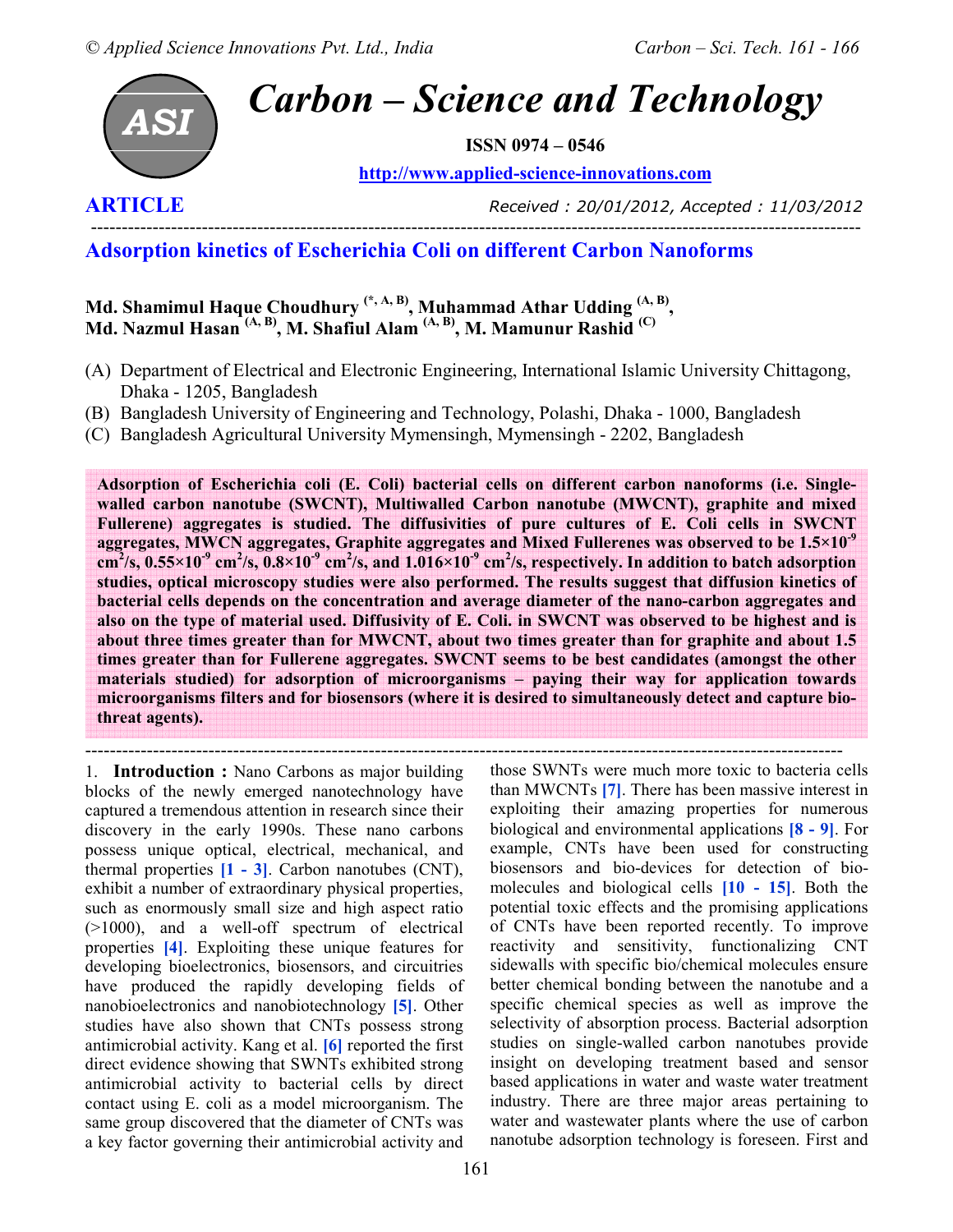**ARTICLE**

*Received : 20/01/2012, Accepted : 11/03/2012*

## Adsorption kinetics of Escherichia Coli on different Carbon Nanoforms

**Md. Shamimul Haque Choudhury [*, A, B], Muhammad Athar Udding [A, B], Md. Nazmul Hasan [A, B], M. Shafiul Alam [A, B], M. Mamunur Rashid [C]**

(A) Department of Electrical and Electronic Engineering, International Islamic University Chittagong, Dhaka - 1205, Bangladesh
(B) Bangladesh University of Engineering and Technology, Polashi, Dhaka - 1000, Bangladesh
(C) Bangladesh Agricultural University Mymensingh, Mymensingh - 2202, Bangladesh

**Adsorption of Escherichia coli (E. Coli) bacterial cells on different carbon nanoforms (i.e. Single-walled carbon nanotube (SWCNT), Multiwalled Carbon nanotube (MWCNT), graphite and mixed Fullerene) aggregates is studied. The diffusivities of pure cultures of E. Coli cells in SWCNT aggregates, MWCN aggregates, Graphite aggregates and Mixed Fullerenes was observed to be $1.5\times10^{-9}$ $cm^2/s$, $0.55\times10^{-9}$ $cm^2/s$, $0.8\times10^{-9}$ $cm^2/s$, and $1.016\times10^{-9}$ $cm^2/s$, respectively. In addition to batch adsorption studies, optical microscopy studies were also performed. The results suggest that diffusion kinetics of bacterial cells depends on the concentration and average diameter of the nano-carbon aggregates and also on the type of material used. Diffusivity of E. Coli. in SWCNT was observed to be highest and is about three times greater than for MWCNT, about two times greater than for graphite and about 1.5 times greater than for Fullerene aggregates. SWCNT seems to be best candidates (amongst the other materials studied) for adsorption of microorganisms – paying their way for application towards microorganisms filters and for biosensors (where it is desired to simultaneously detect and capture bio-threat agents).**

1. **Introduction :** Nano Carbons as major building blocks of the newly emerged nanotechnology have captured a tremendous attention in research since their discovery in the early 1990s. These nano carbons possess unique optical, electrical, mechanical, and thermal properties [1 - 3]. Carbon nanotubes (CNT), exhibit a number of extraordinary physical properties, such as enormously small size and high aspect ratio (>1000), and a well-off spectrum of electrical properties [4]. Exploiting these unique features for developing bioelectronics, biosensors, and circuitries have produced the rapidly developing fields of nanobioelectronics and nanobiotechnology [5]. Other studies have also shown that CNTs possess strong antimicrobial activity. Kang et al. [6] reported the first direct evidence showing that SWNTs exhibited strong antimicrobial activity to bacterial cells by direct contact using E. coli as a model microorganism. The same group discovered that the diameter of CNTs was a key factor governing their antimicrobial activity and those SWNTs were much more toxic to bacteria cells than MWCNTs [7]. There has been massive interest in exploiting their amazing properties for numerous biological and environmental applications [8 - 9]. For example, CNTs have been used for constructing biosensors and bio-devices for detection of bio-molecules and biological cells [10 - 15]. Both the potential toxic effects and the promising applications of CNTs have been reported recently. To improve reactivity and sensitivity, functionalizing CNT sidewalls with specific bio/chemical molecules ensure better chemical bonding between the nanotube and a specific chemical species as well as improve the selectivity of absorption process. Bacterial adsorption studies on single-walled carbon nanotubes provide insight on developing treatment based and sensor based applications in water and waste water treatment industry. There are three major areas pertaining to water and wastewater plants where the use of carbon nanotube adsorption technology is foreseen. First and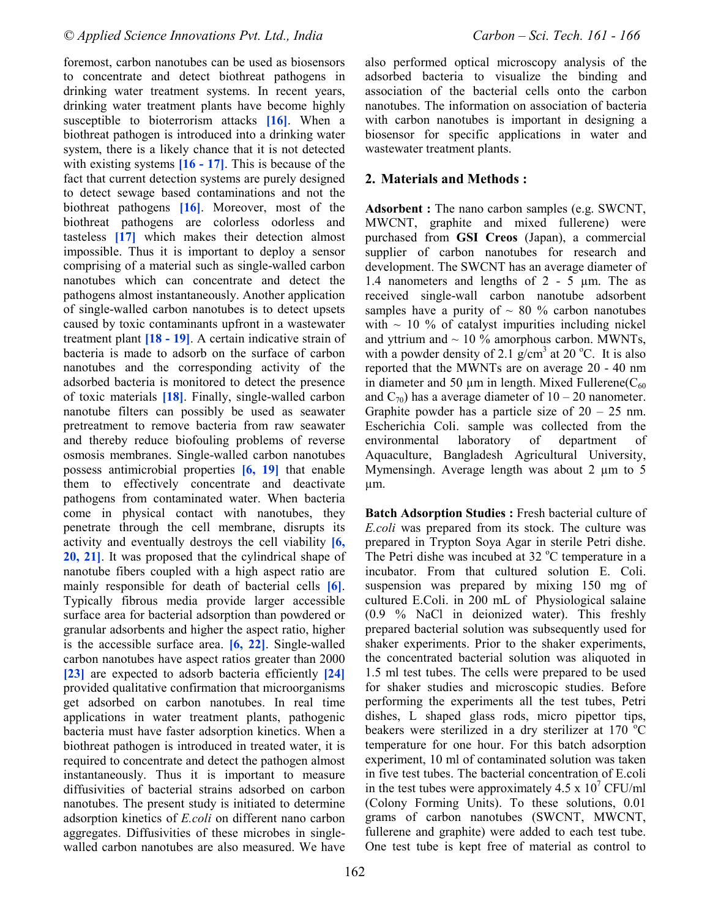foremost, carbon nanotubes can be used as biosensors to concentrate and detect biothreat pathogens in drinking water treatment systems. In recent years, drinking water treatment plants have become highly susceptible to bioterrorism attacks **[16]**. When a biothreat pathogen is introduced into a drinking water system, there is a likely chance that it is not detected with existing systems **[16 - 17]**. This is because of the fact that current detection systems are purely designed to detect sewage based contaminations and not the biothreat pathogens **[16]**. Moreover, most of the biothreat pathogens are colorless odorless and tasteless **[17]** which makes their detection almost impossible. Thus it is important to deploy a sensor comprising of a material such as single-walled carbon nanotubes which can concentrate and detect the pathogens almost instantaneously. Another application of single-walled carbon nanotubes is to detect upsets caused by toxic contaminants upfront in a wastewater treatment plant **[18 - 19]**. A certain indicative strain of bacteria is made to adsorb on the surface of carbon nanotubes and the corresponding activity of the adsorbed bacteria is monitored to detect the presence of toxic materials **[18]**. Finally, single-walled carbon nanotube filters can possibly be used as seawater pretreatment to remove bacteria from raw seawater and thereby reduce biofouling problems of reverse osmosis membranes. Single-walled carbon nanotubes possess antimicrobial properties **[6, 19]** that enable them to effectively concentrate and deactivate pathogens from contaminated water. When bacteria come in physical contact with nanotubes, they penetrate through the cell membrane, disrupts its activity and eventually destroys the cell viability **[6, 20, 21]**. It was proposed that the cylindrical shape of nanotube fibers coupled with a high aspect ratio are mainly responsible for death of bacterial cells **[6]**. Typically fibrous media provide larger accessible surface area for bacterial adsorption than powdered or granular adsorbents and higher the aspect ratio, higher is the accessible surface area. **[6, 22]**. Single-walled carbon nanotubes have aspect ratios greater than 2000 **[23]** are expected to adsorb bacteria efficiently **[24]** provided qualitative confirmation that microorganisms get adsorbed on carbon nanotubes. In real time applications in water treatment plants, pathogenic bacteria must have faster adsorption kinetics. When a biothreat pathogen is introduced in treated water, it is required to concentrate and detect the pathogen almost instantaneously. Thus it is important to measure diffusivities of bacterial strains adsorbed on carbon nanotubes. The present study is initiated to determine adsorption kinetics of *E.coli* on different nano carbon aggregates. Diffusivities of these microbes in single-walled carbon nanotubes are also measured. We have also performed optical microscopy analysis of the adsorbed bacteria to visualize the binding and association of the bacterial cells onto the carbon nanotubes. The information on association of bacteria with carbon nanotubes is important in designing a biosensor for specific applications in water and wastewater treatment plants.

## 2. Materials and Methods :

**Adsorbent :** The nano carbon samples (e.g. SWCNT, MWCNT, graphite and mixed fullerene) were purchased from **GSI Creos** (Japan), a commercial supplier of carbon nanotubes for research and development. The SWCNT has an average diameter of 1.4 nanometers and lengths of 2 - 5 µm. The as received single-wall carbon nanotube adsorbent samples have a purity of ~ 80 % carbon nanotubes with ~ 10 % of catalyst impurities including nickel and yttrium and ~ 10 % amorphous carbon. MWNTs, with a powder density of 2.1 g/cm$^3$ at 20 $^o$C. It is also reported that the MWNTs are on average 20 - 40 nm in diameter and 50 µm in length. Mixed Fullerene($C_{60}$ and $C_{70}$) has a average diameter of 10 – 20 nanometer. Graphite powder has a particle size of 20 – 25 nm. Escherichia Coli. sample was collected from the environmental laboratory of department of Aquaculture, Bangladesh Agricultural University, Mymensingh. Average length was about 2 µm to 5 µm.

**Batch Adsorption Studies :** Fresh bacterial culture of *E.coli* was prepared from its stock. The culture was prepared in Trypton Soya Agar in sterile Petri dishe. The Petri dishe was incubed at 32 $^o$C temperature in a incubator. From that cultured solution E. Coli. suspension was prepared by mixing 150 mg of cultured E.Coli. in 200 mL of Physiological salaine (0.9 % NaCl in deionized water). This freshly prepared bacterial solution was subsequently used for shaker experiments. Prior to the shaker experiments, the concentrated bacterial solution was aliquoted in 1.5 ml test tubes. The cells were prepared to be used for shaker studies and microscopic studies. Before performing the experiments all the test tubes, Petri dishes, L shaped glass rods, micro pipettor tips, beakers were sterilized in a dry sterilizer at 170 $^o$C temperature for one hour. For this batch adsorption experiment, 10 ml of contaminated solution was taken in five test tubes. The bacterial concentration of E.coli in the test tubes were approximately 4.5 x 10$^7$ CFU/ml (Colony Forming Units). To these solutions, 0.01 grams of carbon nanotubes (SWCNT, MWCNT, fullerene and graphite) were added to each test tube. One test tube is kept free of material as control to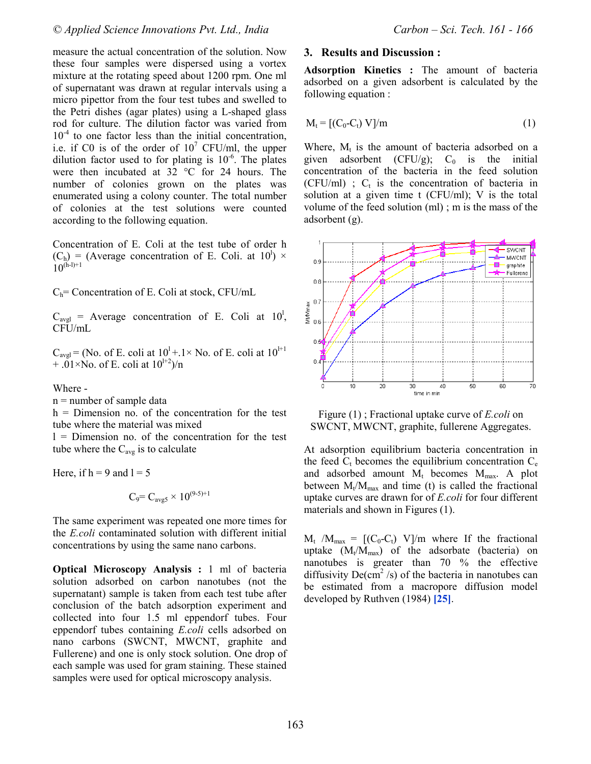measure the actual concentration of the solution. Now these four samples were dispersed using a vortex mixture at the rotating speed about 1200 rpm. One ml of supernatant was drawn at regular intervals using a micro pipettor from the four test tubes and swelled to the Petri dishes (agar plates) using a L-shaped glass rod for culture. The dilution factor was varied from $10^{-4}$ to one factor less than the initial concentration, i.e. if C0 is of the order of $10^{7}$ CFU/ml, the upper dilution factor used to for plating is $10^{-6}$. The plates were then incubated at 32 °C for 24 hours. The number of colonies grown on the plates was enumerated using a colony counter. The total number of colonies at the test solutions were counted according to the following equation.

Concentration of E. Coli at the test tube of order h ($C_h$) = (Average concentration of E. Coli. at $10^{l}$) × $10^{(h-l)+1}$

$C_h$= Concentration of E. Coli at stock, CFU/mL

$C_{avgl}$ = Average concentration of E. Coli at $10^{l}$, CFU/mL

$C_{avgl}$ = (No. of E. coli at $10^{l}$ +.1× No. of E. coli at $10^{l+1}$ + .01×No. of E. coli at $10^{l+2}$)/n

Where -
n = number of sample data
h = Dimension no. of the concentration for the test tube where the material was mixed
l = Dimension no. of the concentration for the test tube where the $C_{avg}$ is to calculate

Here, if h = 9 and l = 5

$$C_9 = C_{avg5} \times 10^{(9-5)+1}$$

The same experiment was repeated one more times for the *E.coli* contaminated solution with different initial concentrations by using the same nano carbons.

**Optical Microscopy Analysis :** 1 ml of bacteria solution adsorbed on carbon nanotubes (not the supernatant) sample is taken from each test tube after conclusion of the batch adsorption experiment and collected into four 1.5 ml eppendorf tubes. Four eppendorf tubes containing *E.coli* cells adsorbed on nano carbons (SWCNT, MWCNT, graphite and Fullerene) and one is only stock solution. One drop of each sample was used for gram staining. These stained samples were used for optical microscopy analysis.

## 3. Results and Discussion :

**Adsorption Kinetics :** The amount of bacteria adsorbed on a given adsorbent is calculated by the following equation :

$$M_t = [(C_0 - C_t)\, V]/m \qquad (1)$$

Where, $M_t$ is the amount of bacteria adsorbed on a given adsorbent (CFU/g); $C_0$ is the initial concentration of the bacteria in the feed solution (CFU/ml) ; $C_t$ is the concentration of bacteria in solution at a given time t (CFU/ml); V is the total volume of the feed solution (ml) ; m is the mass of the adsorbent (g).

Figure (1) ; Fractional uptake curve of *E.coli* on SWCNT, MWCNT, graphite, fullerene Aggregates.

At adsorption equilibrium bacteria concentration in the feed $C_t$ becomes the equilibrium concentration $C_e$ and adsorbed amount $M_t$ becomes $M_{max}$. A plot between $M_t/M_{max}$ and time (t) is called the fractional uptake curves are drawn for of *E.coli* for four different materials and shown in Figures (1).

$M_t/M_{max}$ = $[(C_0-C_t)\ V]/m$ where If the fractional uptake ($M_t/M_{max}$) of the adsorbate (bacteria) on nanotubes is greater than 70 % the effective diffusivity De($cm^2$ /s) of the bacteria in nanotubes can be estimated from a macropore diffusion model developed by Ruthven (1984) [25].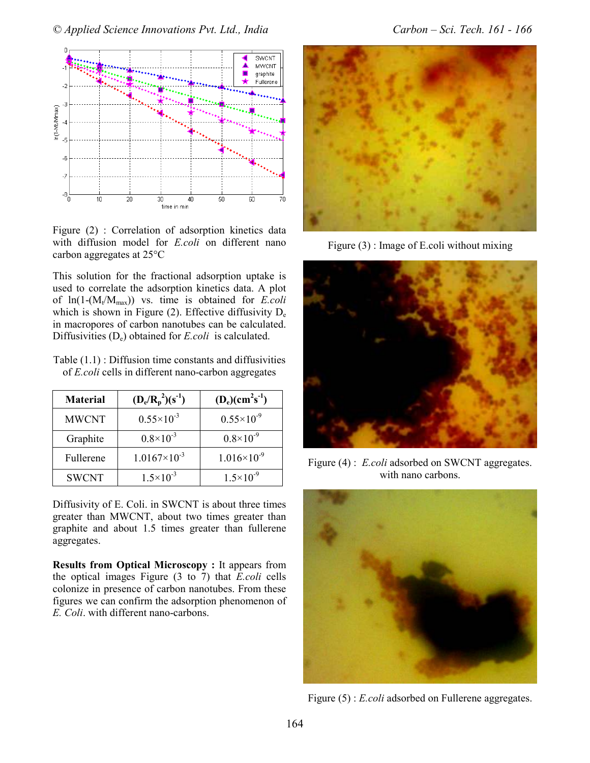Figure (2) : Correlation of adsorption kinetics data with diffusion model for *E.coli* on different nano carbon aggregates at 25°C

This solution for the fractional adsorption uptake is used to correlate the adsorption kinetics data. A plot of $\ln(1-(M_t/M_{max}))$ vs. time is obtained for *E.coli* which is shown in Figure (2). Effective diffusivity $D_e$ in macropores of carbon nanotubes can be calculated. Diffusivities ($D_e$) obtained for *E.coli* is calculated.

Table (1.1) : Diffusion time constants and diffusivities of *E.coli* cells in different nano-carbon aggregates

| Material | $(D_e/R_p^2)(s^{-1})$ | $(D_e)(cm^2s^{-1})$ |
|---|---|---|
| MWCNT | $0.55\times10^{-3}$ | $0.55\times10^{-9}$ |
| Graphite | $0.8\times10^{-3}$ | $0.8\times10^{-9}$ |
| Fullerene | $1.0167\times10^{-3}$ | $1.016\times10^{-9}$ |
| SWCNT | $1.5\times10^{-3}$ | $1.5\times10^{-9}$ |

Diffusivity of E. Coli. in SWCNT is about three times greater than MWCNT, about two times greater than graphite and about 1.5 times greater than fullerene aggregates.

**Results from Optical Microscopy :** It appears from the optical images Figure (3 to 7) that *E.coli* cells colonize in presence of carbon nanotubes. From these figures we can confirm the adsorption phenomenon of *E. Coli*. with different nano-carbons.

Figure (3) : Image of E.coli without mixing

Figure (4) : *E.coli* adsorbed on SWCNT aggregates. with nano carbons.

Figure (5) : *E.coli* adsorbed on Fullerene aggregates.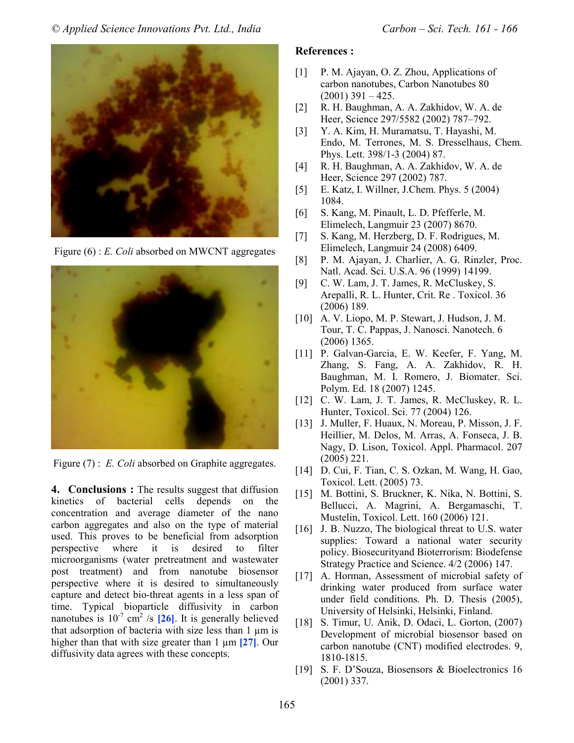Figure (6) : *E. Coli* absorbed on MWCNT aggregates

Figure (7) : *E. Coli* absorbed on Graphite aggregates.

**4. Conclusions :** The results suggest that diffusion kinetics of bacterial cells depends on the concentration and average diameter of the nano carbon aggregates and also on the type of material used. This proves to be beneficial from adsorption perspective where it is desired to filter microorganisms (water pretreatment and wastewater post treatment) and from nanotube biosensor perspective where it is desired to simultaneously capture and detect bio-threat agents in a less span of time. Typical bioparticle diffusivity in carbon nanotubes is $10^{-7}$ $cm^2$ /s **[26]**. It is generally believed that adsorption of bacteria with size less than 1 µm is higher than that with size greater than 1 µm **[27]**. Our diffusivity data agrees with these concepts.

## References :

[1] P. M. Ajayan, O. Z. Zhou, Applications of carbon nanotubes, Carbon Nanotubes 80 (2001) 391 – 425.

[2] R. H. Baughman, A. A. Zakhidov, W. A. de Heer, Science 297/5582 (2002) 787–792.

[3] Y. A. Kim, H. Muramatsu, T. Hayashi, M. Endo, M. Terrones, M. S. Dresselhaus, Chem. Phys. Lett. 398/1-3 (2004) 87.

[4] R. H. Baughman, A. A. Zakhidov, W. A. de Heer, Science 297 (2002) 787.

[5] E. Katz, I. Willner, J.Chem. Phys. 5 (2004) 1084.

[6] S. Kang, M. Pinault, L. D. Pfefferle, M. Elimelech, Langmuir 23 (2007) 8670.

[7] S. Kang, M. Herzberg, D. F. Rodrigues, M. Elimelech, Langmuir 24 (2008) 6409.

[8] P. M. Ajayan, J. Charlier, A. G. Rinzler, Proc. Natl. Acad. Sci. U.S.A. 96 (1999) 14199.

[9] C. W. Lam, J. T. James, R. McCluskey, S. Arepalli, R. L. Hunter, Crit. Re . Toxicol. 36 (2006) 189.

[10] A. V. Liopo, M. P. Stewart, J. Hudson, J. M. Tour, T. C. Pappas, J. Nanosci. Nanotech. 6 (2006) 1365.

[11] P. Galvan-Garcia, E. W. Keefer, F. Yang, M. Zhang, S. Fang, A. A. Zakhidov, R. H. Baughman, M. I. Romero, J. Biomater. Sci. Polym. Ed. 18 (2007) 1245.

[12] C. W. Lam, J. T. James, R. McCluskey, R. L. Hunter, Toxicol. Sci. 77 (2004) 126.

[13] J. Muller, F. Huaux, N. Moreau, P. Misson, J. F. Heillier, M. Delos, M. Arras, A. Fonseca, J. B. Nagy, D. Lison, Toxicol. Appl. Pharmacol. 207 (2005) 221.

[14] D. Cui, F. Tian, C. S. Ozkan, M. Wang, H. Gao, Toxicol. Lett. (2005) 73.

[15] M. Bottini, S. Bruckner, K. Nika, N. Bottini, S. Bellucci, A. Magrini, A. Bergamaschi, T. Mustelin, Toxicol. Lett. 160 (2006) 121.

[16] J. B. Nuzzo, The biological threat to U.S. water supplies: Toward a national water security policy. Biosecurityand Bioterrorism: Biodefense Strategy Practice and Science. 4/2 (2006) 147.

[17] A. Horman, Assessment of microbial safety of drinking water produced from surface water under field conditions. Ph. D. Thesis (2005), University of Helsinki, Helsinki, Finland.

[18] S. Timur, U. Anik, D. Odaci, L. Gorton, (2007) Development of microbial biosensor based on carbon nanotube (CNT) modified electrodes. 9, 1810-1815.

[19] S. F. D'Souza, Biosensors & Bioelectronics 16 (2001) 337.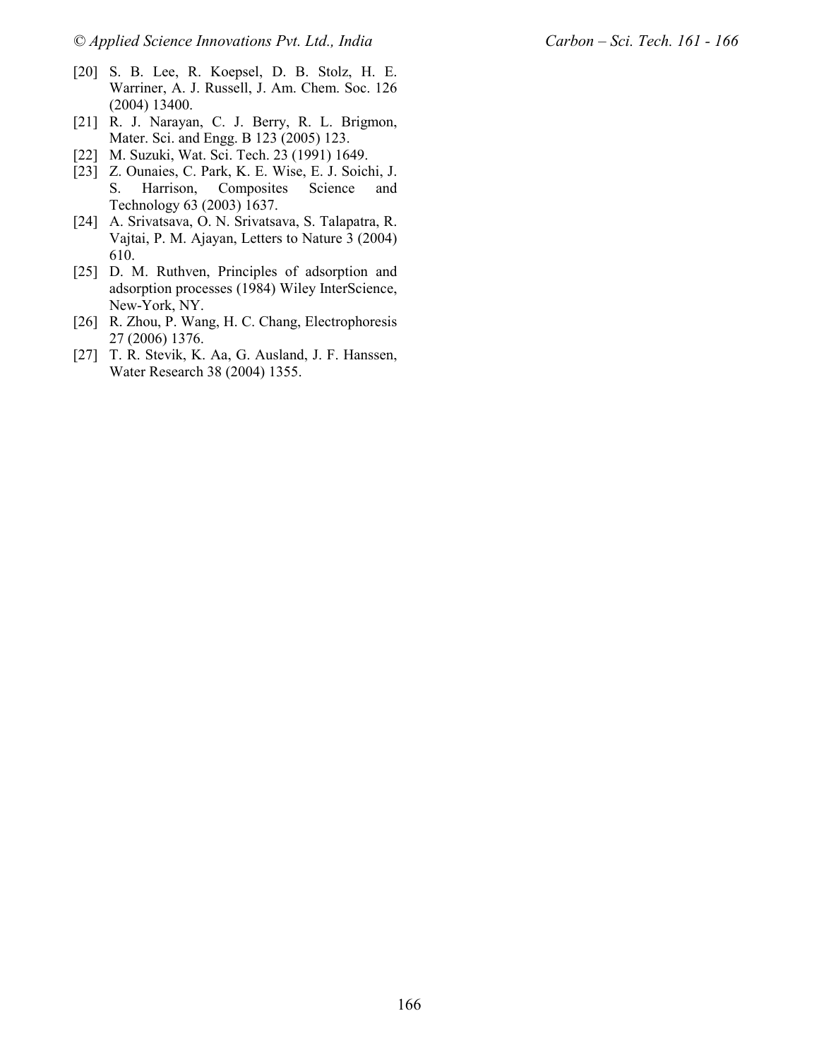[20] S. B. Lee, R. Koepsel, D. B. Stolz, H. E. Warriner, A. J. Russell, J. Am. Chem. Soc. 126 (2004) 13400.

[21] R. J. Narayan, C. J. Berry, R. L. Brigmon, Mater. Sci. and Engg. B 123 (2005) 123.

[22] M. Suzuki, Wat. Sci. Tech. 23 (1991) 1649.

[23] Z. Ounaies, C. Park, K. E. Wise, E. J. Soichi, J. S. Harrison, Composites Science and Technology 63 (2003) 1637.

[24] A. Srivatsava, O. N. Srivatsava, S. Talapatra, R. Vajtai, P. M. Ajayan, Letters to Nature 3 (2004) 610.

[25] D. M. Ruthven, Principles of adsorption and adsorption processes (1984) Wiley InterScience, New-York, NY.

[26] R. Zhou, P. Wang, H. C. Chang, Electrophoresis 27 (2006) 1376.

[27] T. R. Stevik, K. Aa, G. Ausland, J. F. Hanssen, Water Research 38 (2004) 1355.